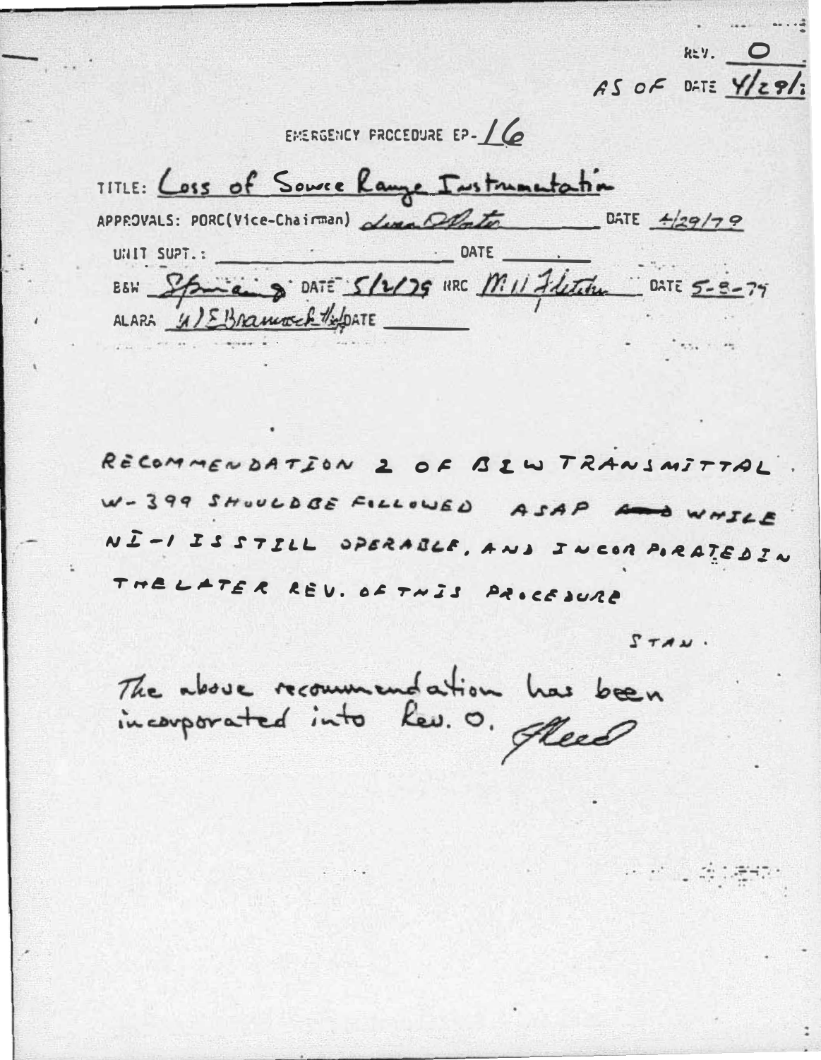REV. 0

AS OF DATE 4/29/7

EMERGENCY PROCEDURE EP-16

TITLE: Loss of Source Range Instrumentation

APPROVALS: PORC(Vice-Chairman) _[signature]_ DATE 4/29/79

UNIT SUPT.: ______________ DATE ______

B&W _[signature]_ DATE 5/2/79 NRC _[signature]_ DATE 5-3-79

ALARA _[signature]_ DATE ______

RECOMMENDATION 2 OF B&W TRANSMITTAL W-399 SHOULD BE FOLLOWED ASAP ~~AND~~ WHILE NI-1 IS STILL OPERABLE, AND INCORPORATED IN THE LATER REV. OF THIS PROCEDURE

STAN.

The above recommendation has been incorporated into Rev. 0. _[signature]_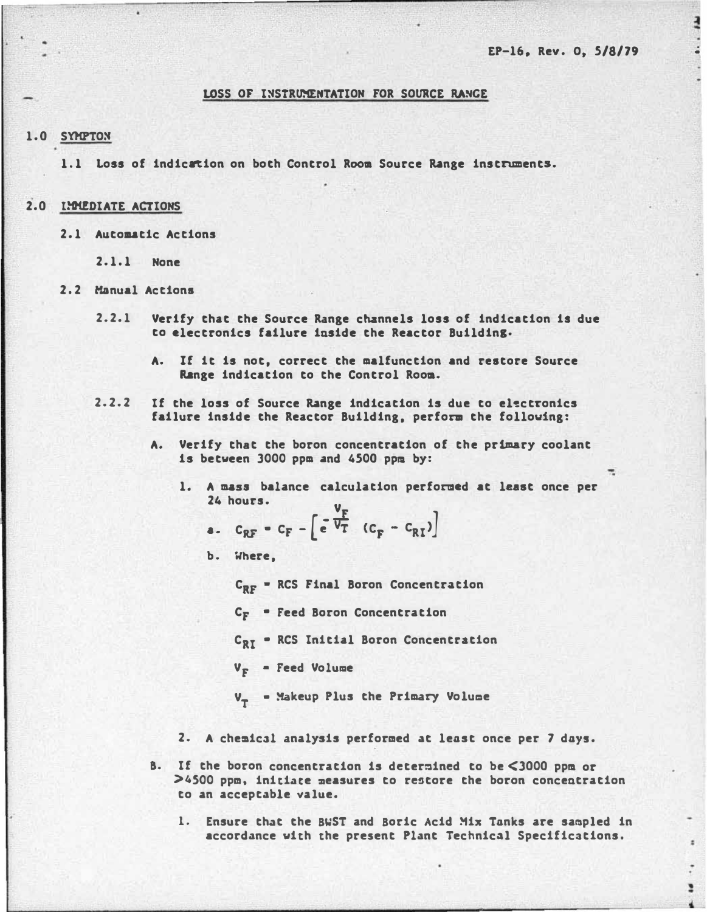EP-16, Rev. 0, 5/8/79

## LOSS OF INSTRUMENTATION FOR SOURCE RANGE

### 1.0 SYMPTOM

1.1 Loss of indication on both Control Room Source Range instruments.

### 2.0 IMMEDIATE ACTIONS

2.1 Automatic Actions

2.1.1 None

2.2 Manual Actions

2.2.1 Verify that the Source Range channels loss of indication is due to electronics failure inside the Reactor Building.

A. If it is not, correct the malfunction and restore Source Range indication to the Control Room.

2.2.2 If the loss of Source Range indication is due to electronics failure inside the Reactor Building, perform the following:

A. Verify that the boron concentration of the primary coolant is between 3000 ppm and 4500 ppm by:

1. A mass balance calculation performed at least once per 24 hours.

a. $C_{RF} = C_F - \left[e^{-\frac{V_F}{V_T}} (C_F - C_{RI})\right]$

b. Where,

$C_{RF}$ = RCS Final Boron Concentration

$C_F$ = Feed Boron Concentration

$C_{RI}$ = RCS Initial Boron Concentration

$V_F$ = Feed Volume

$V_T$ = Makeup Plus the Primary Volume

2. A chemical analysis performed at least once per 7 days.

B. If the boron concentration is determined to be <3000 ppm or >4500 ppm, initiate measures to restore the boron concentration to an acceptable value.

1. Ensure that the BWST and Boric Acid Mix Tanks are sampled in accordance with the present Plant Technical Specifications.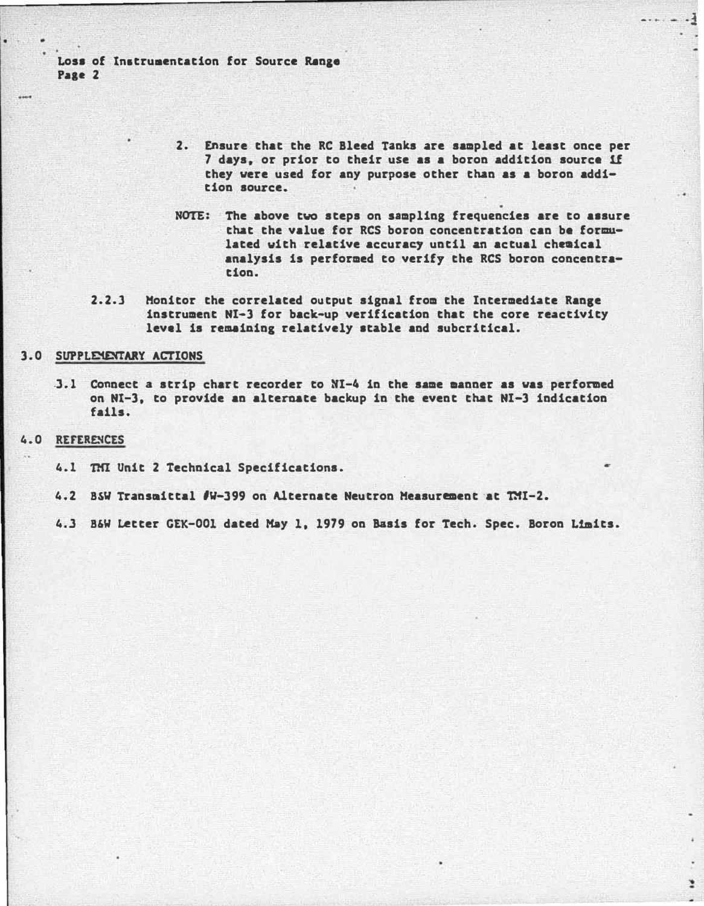2. Ensure that the RC Bleed Tanks are sampled at least once per 7 days, or prior to their use as a boron addition source if they were used for any purpose other than as a boron addition source.

NOTE: The above two steps on sampling frequencies are to assure that the value for RCS boron concentration can be formulated with relative accuracy until an actual chemical analysis is performed to verify the RCS boron concentration.

2.2.3 Monitor the correlated output signal from the Intermediate Range instrument NI-3 for back-up verification that the core reactivity level is remaining relatively stable and subcritical.

## 3.0 SUPPLEMENTARY ACTIONS

3.1 Connect a strip chart recorder to NI-4 in the same manner as was performed on NI-3, to provide an alternate backup in the event that NI-3 indication fails.

## 4.0 REFERENCES

4.1 TMI Unit 2 Technical Specifications.

4.2 B&W Transmittal #W-399 on Alternate Neutron Measurement at TMI-2.

4.3 B&W Letter GEK-001 dated May 1, 1979 on Basis for Tech. Spec. Boron Limits.